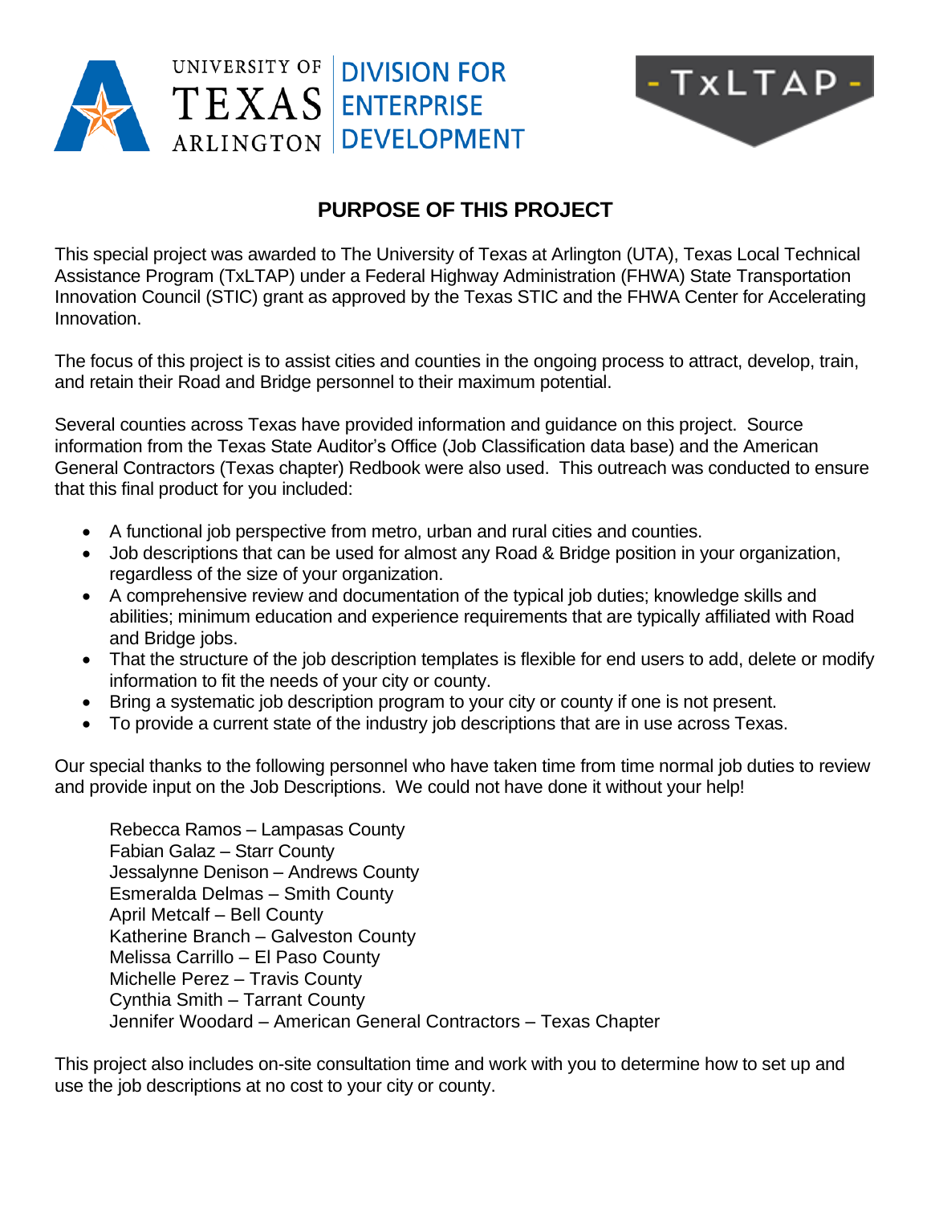# PURPOSE OF THIS PROJECT

This special project was awarded to The University of Texas at Arlington (UTA), Texas Local Technical Assistance Program (TxLTAP) under a Federal Highway Administration (FHWA) State Transportation Innovation Council (STIC) grant as approved by the Texas STIC and the FHWA Center for Accelerating Innovation.

The focus of this project is to assist cities and counties in the ongoing process to attract, develop, train, and retain their Road and Bridge personnel to their maximum potential.

Several counties across Texas have provided information and guidance on this project. Source information from the Texas State Auditor's Office (Job Classification data base) and the American General Contractors (Texas chapter) Redbook were also used. This outreach was conducted to ensure that this final product for you included:

- A functional job perspective from metro, urban and rural cities and counties.
- Job descriptions that can be used for almost any Road & Bridge position in your organization, regardless of the size of your organization.
- A comprehensive review and documentation of the typical job duties; knowledge skills and abilities; minimum education and experience requirements that are typically affiliated with Road and Bridge jobs.
- That the structure of the job description templates is flexible for end users to add, delete or modify information to fit the needs of your city or county.
- Bring a systematic job description program to your city or county if one is not present.
- To provide a current state of the industry job descriptions that are in use across Texas.

Our special thanks to the following personnel who have taken time from time normal job duties to review and provide input on the Job Descriptions. We could not have done it without your help!

Rebecca Ramos – Lampasas County
Fabian Galaz – Starr County
Jessalynne Denison – Andrews County
Esmeralda Delmas – Smith County
April Metcalf – Bell County
Katherine Branch – Galveston County
Melissa Carrillo – El Paso County
Michelle Perez – Travis County
Cynthia Smith – Tarrant County
Jennifer Woodard – American General Contractors – Texas Chapter

This project also includes on-site consultation time and work with you to determine how to set up and use the job descriptions at no cost to your city or county.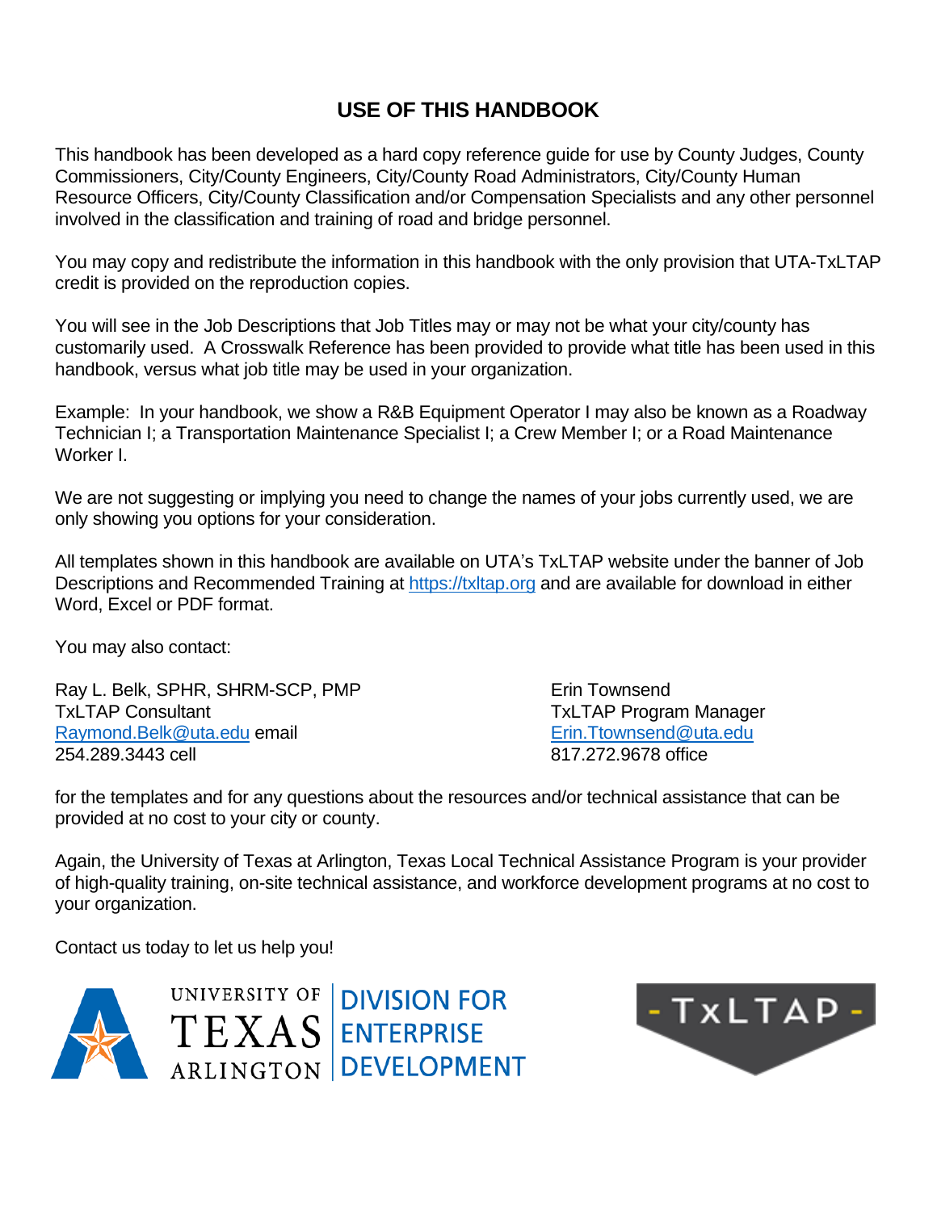# USE OF THIS HANDBOOK

This handbook has been developed as a hard copy reference guide for use by County Judges, County Commissioners, City/County Engineers, City/County Road Administrators, City/County Human Resource Officers, City/County Classification and/or Compensation Specialists and any other personnel involved in the classification and training of road and bridge personnel.

You may copy and redistribute the information in this handbook with the only provision that UTA-TxLTAP credit is provided on the reproduction copies.

You will see in the Job Descriptions that Job Titles may or may not be what your city/county has customarily used. A Crosswalk Reference has been provided to provide what title has been used in this handbook, versus what job title may be used in your organization.

Example: In your handbook, we show a R&B Equipment Operator I may also be known as a Roadway Technician I; a Transportation Maintenance Specialist I; a Crew Member I; or a Road Maintenance Worker I.

We are not suggesting or implying you need to change the names of your jobs currently used, we are only showing you options for your consideration.

All templates shown in this handbook are available on UTA's TxLTAP website under the banner of Job Descriptions and Recommended Training at https://txltap.org and are available for download in either Word, Excel or PDF format.

You may also contact:

Ray L. Belk, SPHR, SHRM-SCP, PMP
TxLTAP Consultant
Raymond.Belk@uta.edu email
254.289.3443 cell

Erin Townsend
TxLTAP Program Manager
Erin.Ttownsend@uta.edu
817.272.9678 office

for the templates and for any questions about the resources and/or technical assistance that can be provided at no cost to your city or county.

Again, the University of Texas at Arlington, Texas Local Technical Assistance Program is your provider of high-quality training, on-site technical assistance, and workforce development programs at no cost to your organization.

Contact us today to let us help you!

UNIVERSITY OF TEXAS ARLINGTON | DIVISION FOR ENTERPRISE DEVELOPMENT

- TxLTAP -